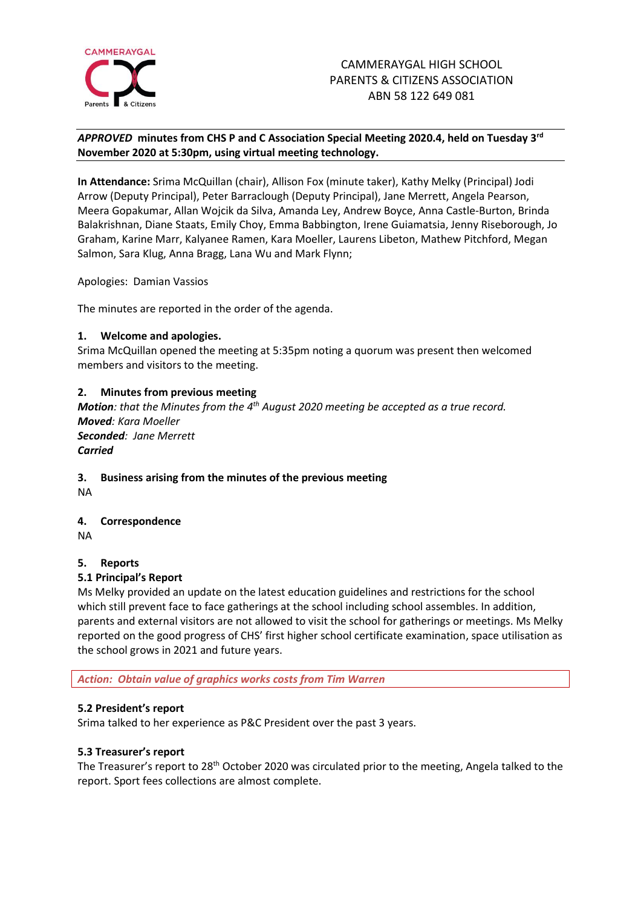CAMMERAYGAL HIGH SCHOOL
PARENTS & CITIZENS ASSOCIATION
ABN 58 122 649 081

***APPROVED* minutes from CHS P and C Association Special Meeting 2020.4, held on Tuesday 3rd November 2020 at 5:30pm, using virtual meeting technology.**

**In Attendance:** Srima McQuillan (chair), Allison Fox (minute taker), Kathy Melky (Principal) Jodi Arrow (Deputy Principal), Peter Barraclough (Deputy Principal), Jane Merrett, Angela Pearson, Meera Gopakumar, Allan Wojcik da Silva, Amanda Ley, Andrew Boyce, Anna Castle-Burton, Brinda Balakrishnan, Diane Staats, Emily Choy, Emma Babbington, Irene Guiamatsia, Jenny Riseborough, Jo Graham, Karine Marr, Kalyanee Ramen, Kara Moeller, Laurens Libeton, Mathew Pitchford, Megan Salmon, Sara Klug, Anna Bragg, Lana Wu and Mark Flynn;

Apologies: Damian Vassios

The minutes are reported in the order of the agenda.

## 1. Welcome and apologies.

Srima McQuillan opened the meeting at 5:35pm noting a quorum was present then welcomed members and visitors to the meeting.

## 2. Minutes from previous meeting

***Motion**: that the Minutes from the 4th August 2020 meeting be accepted as a true record.*
***Moved**: Kara Moeller*
***Seconded**: Jane Merrett*
***Carried***

## 3. Business arising from the minutes of the previous meeting

NA

## 4. Correspondence

NA

## 5. Reports

### 5.1 Principal's Report

Ms Melky provided an update on the latest education guidelines and restrictions for the school which still prevent face to face gatherings at the school including school assembles. In addition, parents and external visitors are not allowed to visit the school for gatherings or meetings. Ms Melky reported on the good progress of CHS' first higher school certificate examination, space utilisation as the school grows in 2021 and future years.

*Action: Obtain value of graphics works costs from Tim Warren*

### 5.2 President's report

Srima talked to her experience as P&C President over the past 3 years.

### 5.3 Treasurer's report

The Treasurer's report to 28th October 2020 was circulated prior to the meeting, Angela talked to the report. Sport fees collections are almost complete.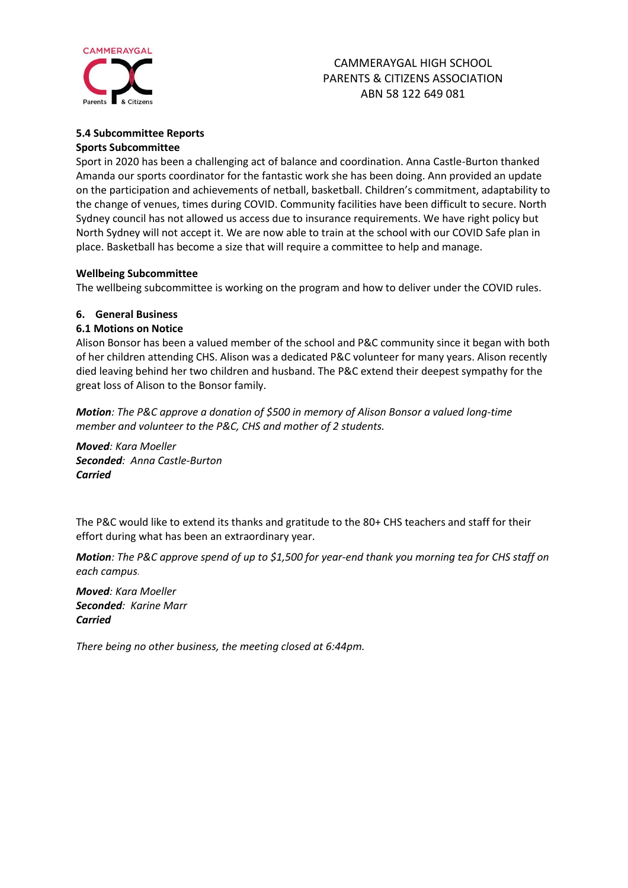**5.4 Subcommittee Reports**

**Sports Subcommittee**

Sport in 2020 has been a challenging act of balance and coordination. Anna Castle-Burton thanked Amanda our sports coordinator for the fantastic work she has been doing. Ann provided an update on the participation and achievements of netball, basketball. Children's commitment, adaptability to the change of venues, times during COVID. Community facilities have been difficult to secure. North Sydney council has not allowed us access due to insurance requirements. We have right policy but North Sydney will not accept it. We are now able to train at the school with our COVID Safe plan in place. Basketball has become a size that will require a committee to help and manage.

**Wellbeing Subcommittee**

The wellbeing subcommittee is working on the program and how to deliver under the COVID rules.

## 6. General Business

**6.1 Motions on Notice**

Alison Bonsor has been a valued member of the school and P&C community since it began with both of her children attending CHS. Alison was a dedicated P&C volunteer for many years. Alison recently died leaving behind her two children and husband. The P&C extend their deepest sympathy for the great loss of Alison to the Bonsor family.

***Motion****: The P&C approve a donation of $500 in memory of Alison Bonsor a valued long-time member and volunteer to the P&C, CHS and mother of 2 students.*

***Moved****: Kara Moeller*
***Seconded****: Anna Castle-Burton*
***Carried***

The P&C would like to extend its thanks and gratitude to the 80+ CHS teachers and staff for their effort during what has been an extraordinary year.

***Motion****: The P&C approve spend of up to $1,500 for year-end thank you morning tea for CHS staff on each campus.*

***Moved****: Kara Moeller*
***Seconded****: Karine Marr*
***Carried***

*There being no other business, the meeting closed at 6:44pm.*